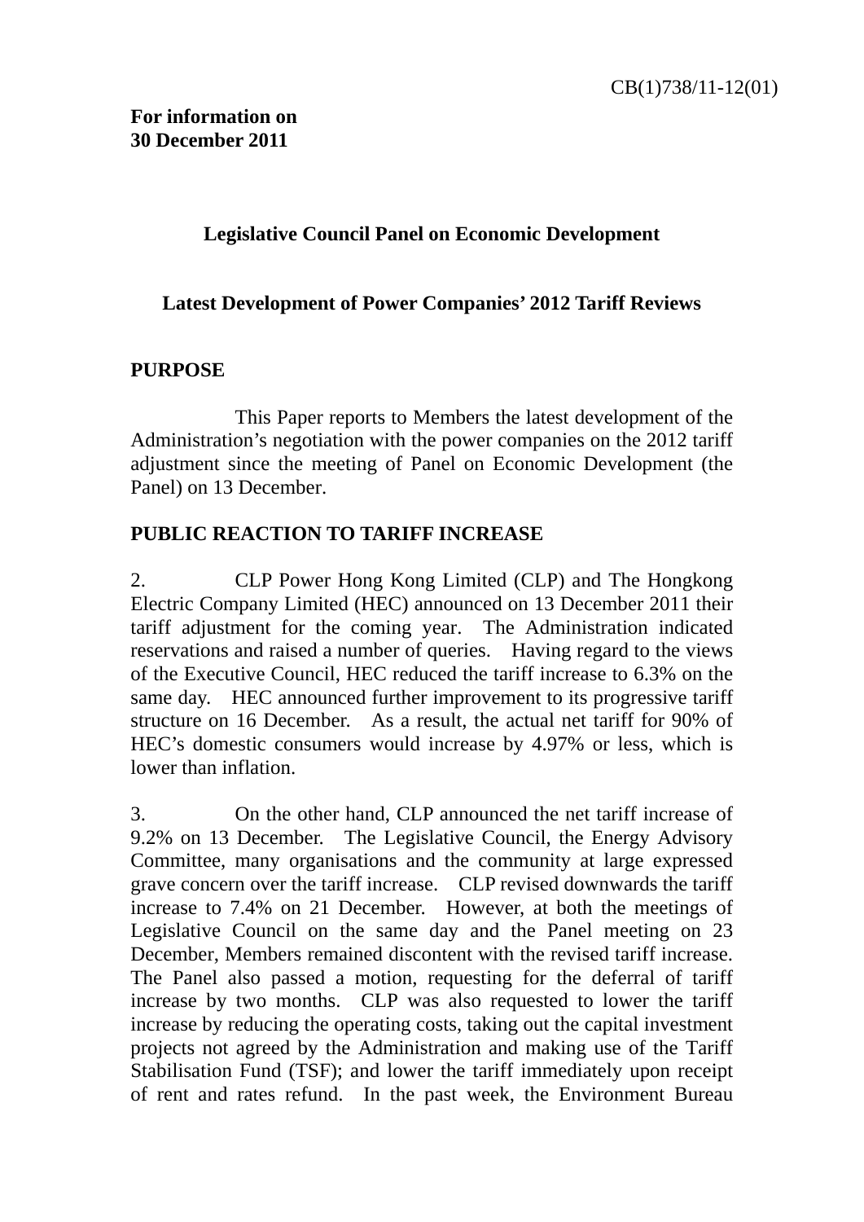CB(1)738/11-12(01)

**For information on**
**30 December 2011**

## Legislative Council Panel on Economic Development

## Latest Development of Power Companies' 2012 Tariff Reviews

### PURPOSE

This Paper reports to Members the latest development of the Administration's negotiation with the power companies on the 2012 tariff adjustment since the meeting of Panel on Economic Development (the Panel) on 13 December.

### PUBLIC REACTION TO TARIFF INCREASE

2. CLP Power Hong Kong Limited (CLP) and The Hongkong Electric Company Limited (HEC) announced on 13 December 2011 their tariff adjustment for the coming year. The Administration indicated reservations and raised a number of queries. Having regard to the views of the Executive Council, HEC reduced the tariff increase to 6.3% on the same day. HEC announced further improvement to its progressive tariff structure on 16 December. As a result, the actual net tariff for 90% of HEC's domestic consumers would increase by 4.97% or less, which is lower than inflation.

3. On the other hand, CLP announced the net tariff increase of 9.2% on 13 December. The Legislative Council, the Energy Advisory Committee, many organisations and the community at large expressed grave concern over the tariff increase. CLP revised downwards the tariff increase to 7.4% on 21 December. However, at both the meetings of Legislative Council on the same day and the Panel meeting on 23 December, Members remained discontent with the revised tariff increase. The Panel also passed a motion, requesting for the deferral of tariff increase by two months. CLP was also requested to lower the tariff increase by reducing the operating costs, taking out the capital investment projects not agreed by the Administration and making use of the Tariff Stabilisation Fund (TSF); and lower the tariff immediately upon receipt of rent and rates refund. In the past week, the Environment Bureau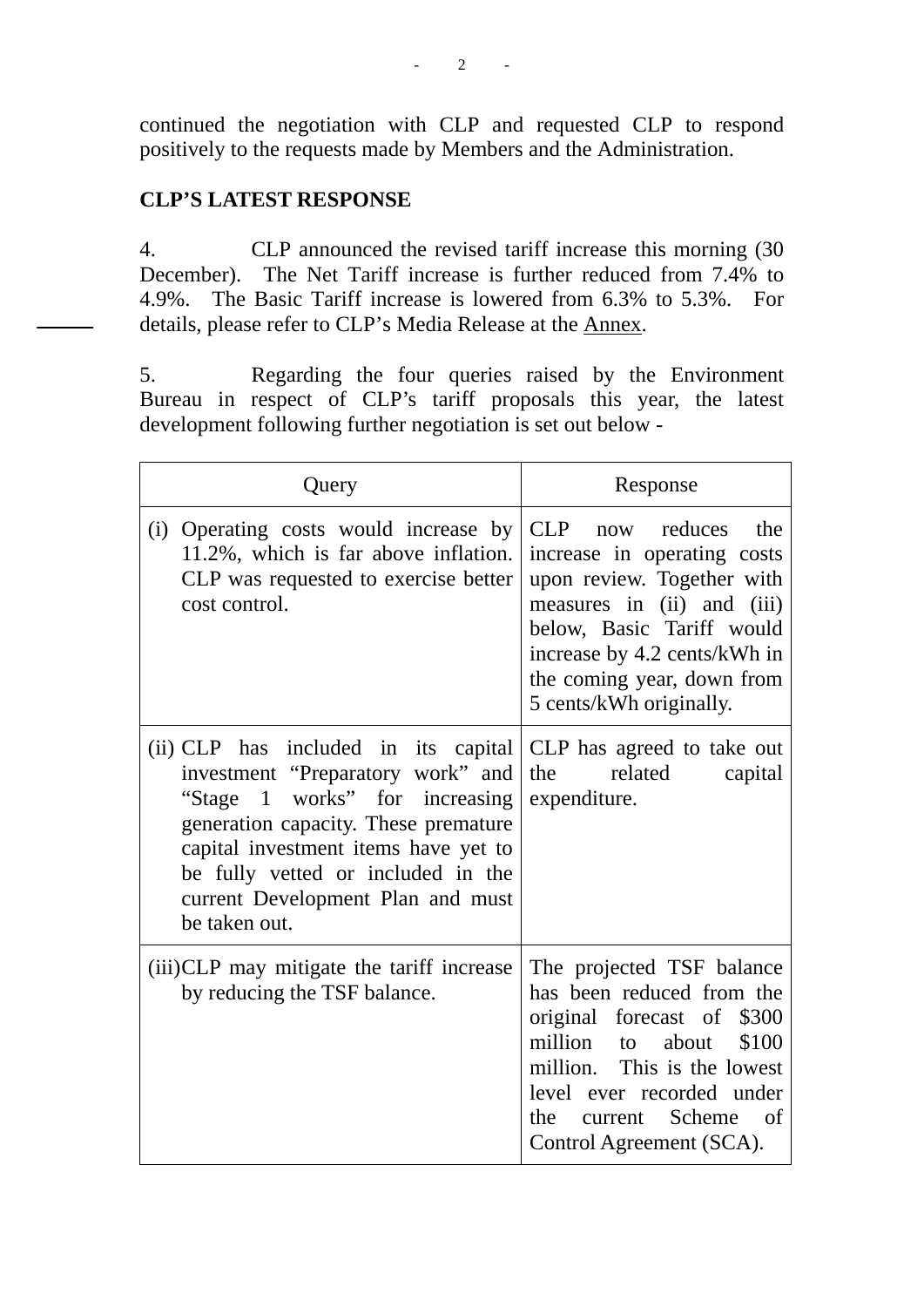continued the negotiation with CLP and requested CLP to respond positively to the requests made by Members and the Administration.

**CLP'S LATEST RESPONSE**

4. CLP announced the revised tariff increase this morning (30 December). The Net Tariff increase is further reduced from 7.4% to 4.9%. The Basic Tariff increase is lowered from 6.3% to 5.3%. For details, please refer to CLP's Media Release at the Annex.

5. Regarding the four queries raised by the Environment Bureau in respect of CLP's tariff proposals this year, the latest development following further negotiation is set out below -

| Query | Response |
|---|---|
| (i) Operating costs would increase by 11.2%, which is far above inflation. CLP was requested to exercise better cost control. | CLP now reduces the increase in operating costs upon review. Together with measures in (ii) and (iii) below, Basic Tariff would increase by 4.2 cents/kWh in the coming year, down from 5 cents/kWh originally. |
| (ii) CLP has included in its capital investment "Preparatory work" and "Stage 1 works" for increasing generation capacity. These premature capital investment items have yet to be fully vetted or included in the current Development Plan and must be taken out. | CLP has agreed to take out the related capital expenditure. |
| (iii) CLP may mitigate the tariff increase by reducing the TSF balance. | The projected TSF balance has been reduced from the original forecast of $300 million to about $100 million. This is the lowest level ever recorded under the current Scheme of Control Agreement (SCA). |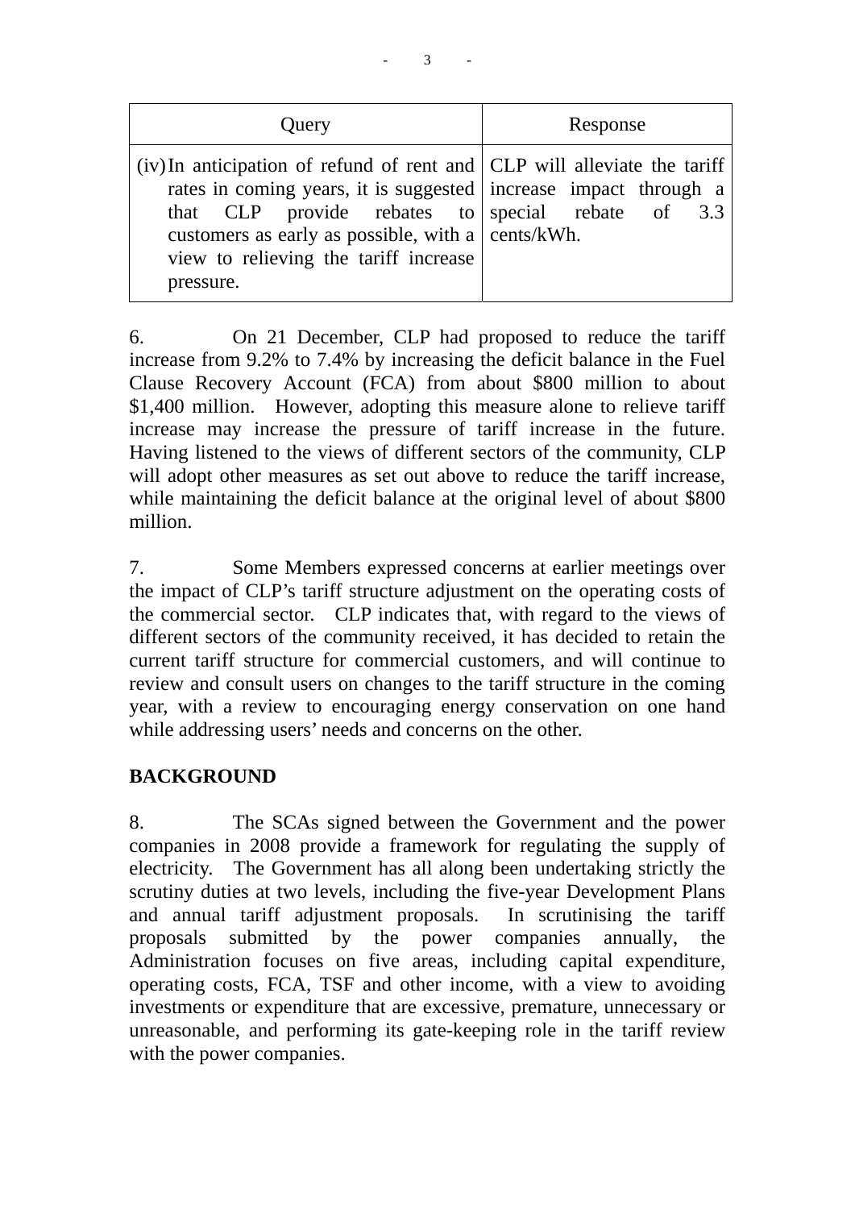| Query | Response |
|---|---|
| (iv) In anticipation of refund of rent and rates in coming years, it is suggested that CLP provide rebates to customers as early as possible, with a view to relieving the tariff increase pressure. | CLP will alleviate the tariff increase impact through a special rebate of 3.3 cents/kWh. |

6. On 21 December, CLP had proposed to reduce the tariff increase from 9.2% to 7.4% by increasing the deficit balance in the Fuel Clause Recovery Account (FCA) from about $800 million to about $1,400 million. However, adopting this measure alone to relieve tariff increase may increase the pressure of tariff increase in the future. Having listened to the views of different sectors of the community, CLP will adopt other measures as set out above to reduce the tariff increase, while maintaining the deficit balance at the original level of about $800 million.

7. Some Members expressed concerns at earlier meetings over the impact of CLP's tariff structure adjustment on the operating costs of the commercial sector. CLP indicates that, with regard to the views of different sectors of the community received, it has decided to retain the current tariff structure for commercial customers, and will continue to review and consult users on changes to the tariff structure in the coming year, with a review to encouraging energy conservation on one hand while addressing users' needs and concerns on the other.

**BACKGROUND**

8. The SCAs signed between the Government and the power companies in 2008 provide a framework for regulating the supply of electricity. The Government has all along been undertaking strictly the scrutiny duties at two levels, including the five-year Development Plans and annual tariff adjustment proposals. In scrutinising the tariff proposals submitted by the power companies annually, the Administration focuses on five areas, including capital expenditure, operating costs, FCA, TSF and other income, with a view to avoiding investments or expenditure that are excessive, premature, unnecessary or unreasonable, and performing its gate-keeping role in the tariff review with the power companies.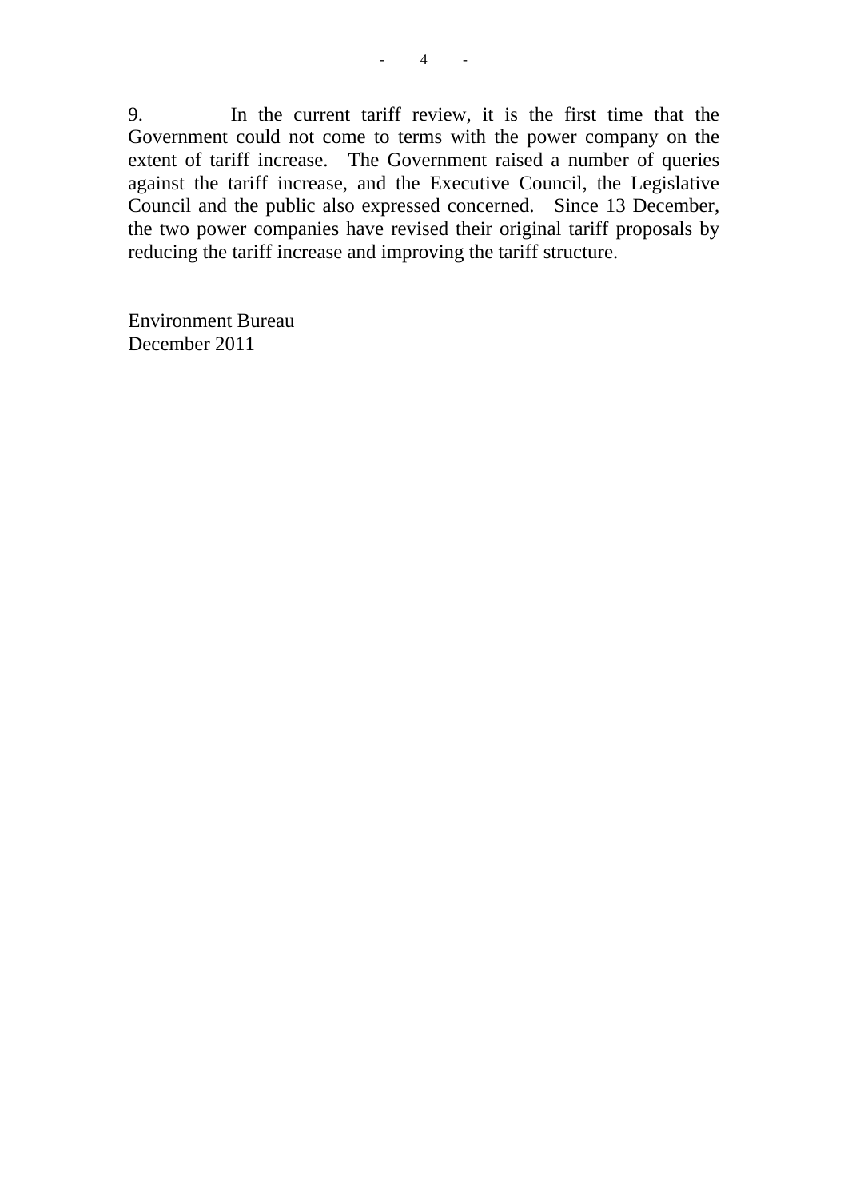9. In the current tariff review, it is the first time that the Government could not come to terms with the power company on the extent of tariff increase. The Government raised a number of queries against the tariff increase, and the Executive Council, the Legislative Council and the public also expressed concerned. Since 13 December, the two power companies have revised their original tariff proposals by reducing the tariff increase and improving the tariff structure.

Environment Bureau
December 2011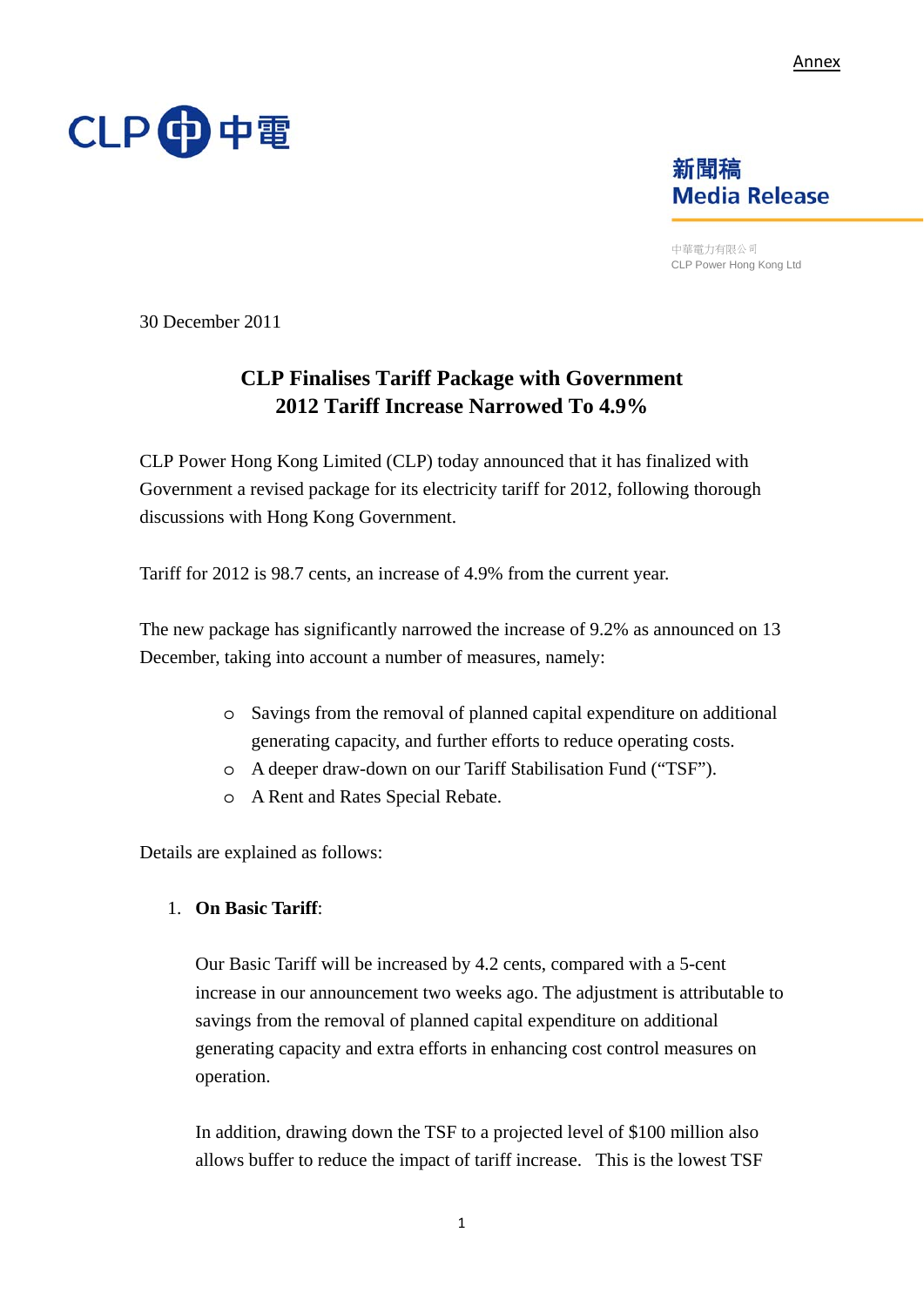Annex

CLP 中電

新聞稿
Media Release

中華電力有限公司
CLP Power Hong Kong Ltd

30 December 2011

## CLP Finalises Tariff Package with Government
## 2012 Tariff Increase Narrowed To 4.9%

CLP Power Hong Kong Limited (CLP) today announced that it has finalized with Government a revised package for its electricity tariff for 2012, following thorough discussions with Hong Kong Government.

Tariff for 2012 is 98.7 cents, an increase of 4.9% from the current year.

The new package has significantly narrowed the increase of 9.2% as announced on 13 December, taking into account a number of measures, namely:

- Savings from the removal of planned capital expenditure on additional generating capacity, and further efforts to reduce operating costs.
- A deeper draw-down on our Tariff Stabilisation Fund ("TSF").
- A Rent and Rates Special Rebate.

Details are explained as follows:

1. **On Basic Tariff**:

   Our Basic Tariff will be increased by 4.2 cents, compared with a 5-cent increase in our announcement two weeks ago. The adjustment is attributable to savings from the removal of planned capital expenditure on additional generating capacity and extra efforts in enhancing cost control measures on operation.

   In addition, drawing down the TSF to a projected level of $100 million also allows buffer to reduce the impact of tariff increase.   This is the lowest TSF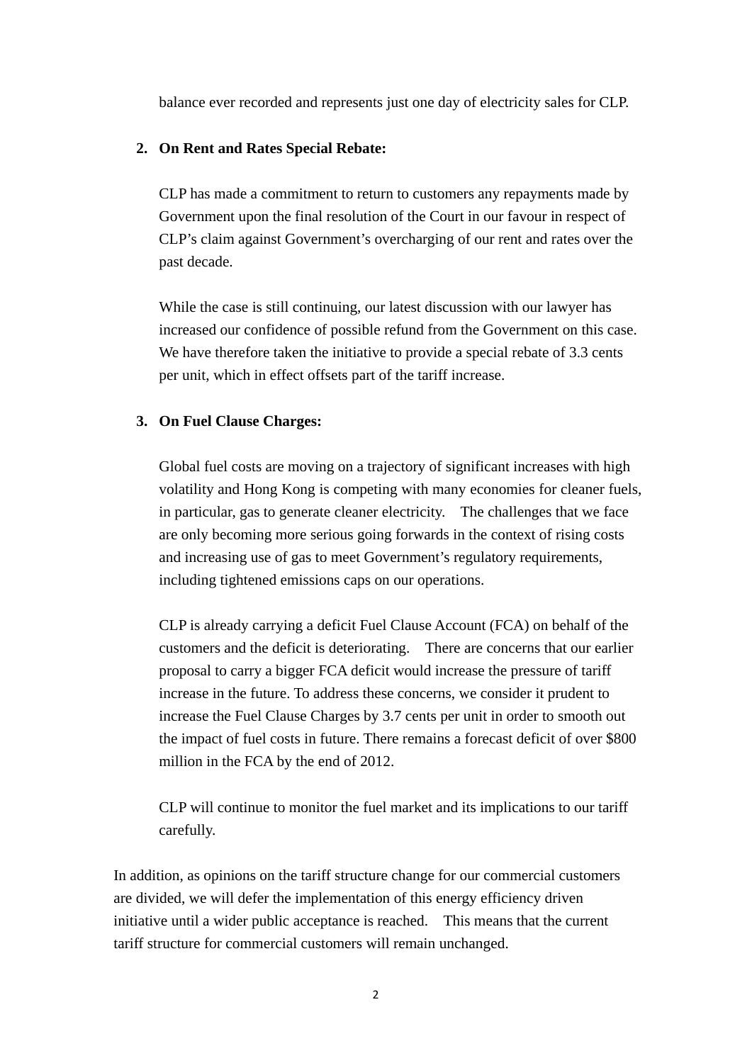balance ever recorded and represents just one day of electricity sales for CLP.

2. **On Rent and Rates Special Rebate:**

   CLP has made a commitment to return to customers any repayments made by Government upon the final resolution of the Court in our favour in respect of CLP's claim against Government's overcharging of our rent and rates over the past decade.

   While the case is still continuing, our latest discussion with our lawyer has increased our confidence of possible refund from the Government on this case. We have therefore taken the initiative to provide a special rebate of 3.3 cents per unit, which in effect offsets part of the tariff increase.

3. **On Fuel Clause Charges:**

   Global fuel costs are moving on a trajectory of significant increases with high volatility and Hong Kong is competing with many economies for cleaner fuels, in particular, gas to generate cleaner electricity. The challenges that we face are only becoming more serious going forwards in the context of rising costs and increasing use of gas to meet Government's regulatory requirements, including tightened emissions caps on our operations.

   CLP is already carrying a deficit Fuel Clause Account (FCA) on behalf of the customers and the deficit is deteriorating. There are concerns that our earlier proposal to carry a bigger FCA deficit would increase the pressure of tariff increase in the future. To address these concerns, we consider it prudent to increase the Fuel Clause Charges by 3.7 cents per unit in order to smooth out the impact of fuel costs in future. There remains a forecast deficit of over $800 million in the FCA by the end of 2012.

   CLP will continue to monitor the fuel market and its implications to our tariff carefully.

In addition, as opinions on the tariff structure change for our commercial customers are divided, we will defer the implementation of this energy efficiency driven initiative until a wider public acceptance is reached. This means that the current tariff structure for commercial customers will remain unchanged.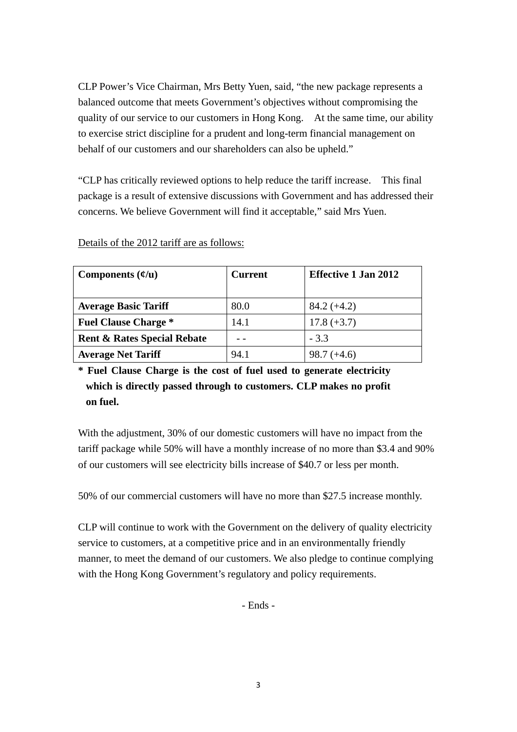CLP Power's Vice Chairman, Mrs Betty Yuen, said, "the new package represents a balanced outcome that meets Government's objectives without compromising the quality of our service to our customers in Hong Kong. At the same time, our ability to exercise strict discipline for a prudent and long-term financial management on behalf of our customers and our shareholders can also be upheld."

"CLP has critically reviewed options to help reduce the tariff increase. This final package is a result of extensive discussions with Government and has addressed their concerns. We believe Government will find it acceptable," said Mrs Yuen.

Details of the 2012 tariff are as follows:

| **Components (¢/u)** | **Current** | **Effective 1 Jan 2012** |
|---|---|---|
| **Average Basic Tariff** | 80.0 | 84.2 (+4.2) |
| **Fuel Clause Charge *** | 14.1 | 17.8 (+3.7) |
| **Rent & Rates Special Rebate** | - - | - 3.3 |
| **Average Net Tariff** | 94.1 | 98.7 (+4.6) |

**\* Fuel Clause Charge is the cost of fuel used to generate electricity which is directly passed through to customers. CLP makes no profit on fuel.**

With the adjustment, 30% of our domestic customers will have no impact from the tariff package while 50% will have a monthly increase of no more than $3.4 and 90% of our customers will see electricity bills increase of $40.7 or less per month.

50% of our commercial customers will have no more than $27.5 increase monthly.

CLP will continue to work with the Government on the delivery of quality electricity service to customers, at a competitive price and in an environmentally friendly manner, to meet the demand of our customers. We also pledge to continue complying with the Hong Kong Government's regulatory and policy requirements.

- Ends -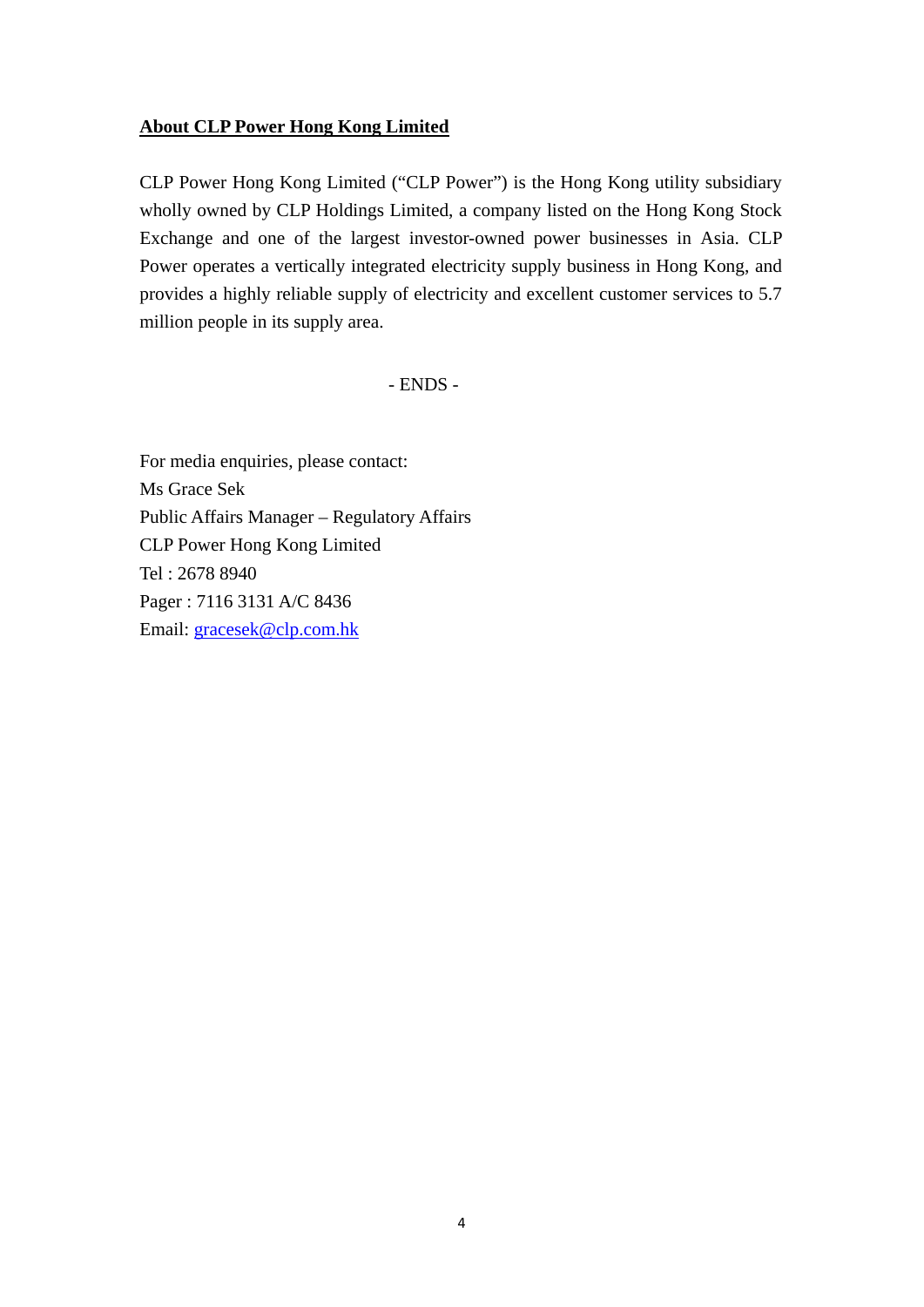**About CLP Power Hong Kong Limited**

CLP Power Hong Kong Limited ("CLP Power") is the Hong Kong utility subsidiary wholly owned by CLP Holdings Limited, a company listed on the Hong Kong Stock Exchange and one of the largest investor-owned power businesses in Asia. CLP Power operates a vertically integrated electricity supply business in Hong Kong, and provides a highly reliable supply of electricity and excellent customer services to 5.7 million people in its supply area.

- ENDS -

For media enquiries, please contact:
Ms Grace Sek
Public Affairs Manager – Regulatory Affairs
CLP Power Hong Kong Limited
Tel : 2678 8940
Pager : 7116 3131 A/C 8436
Email: gracesek@clp.com.hk